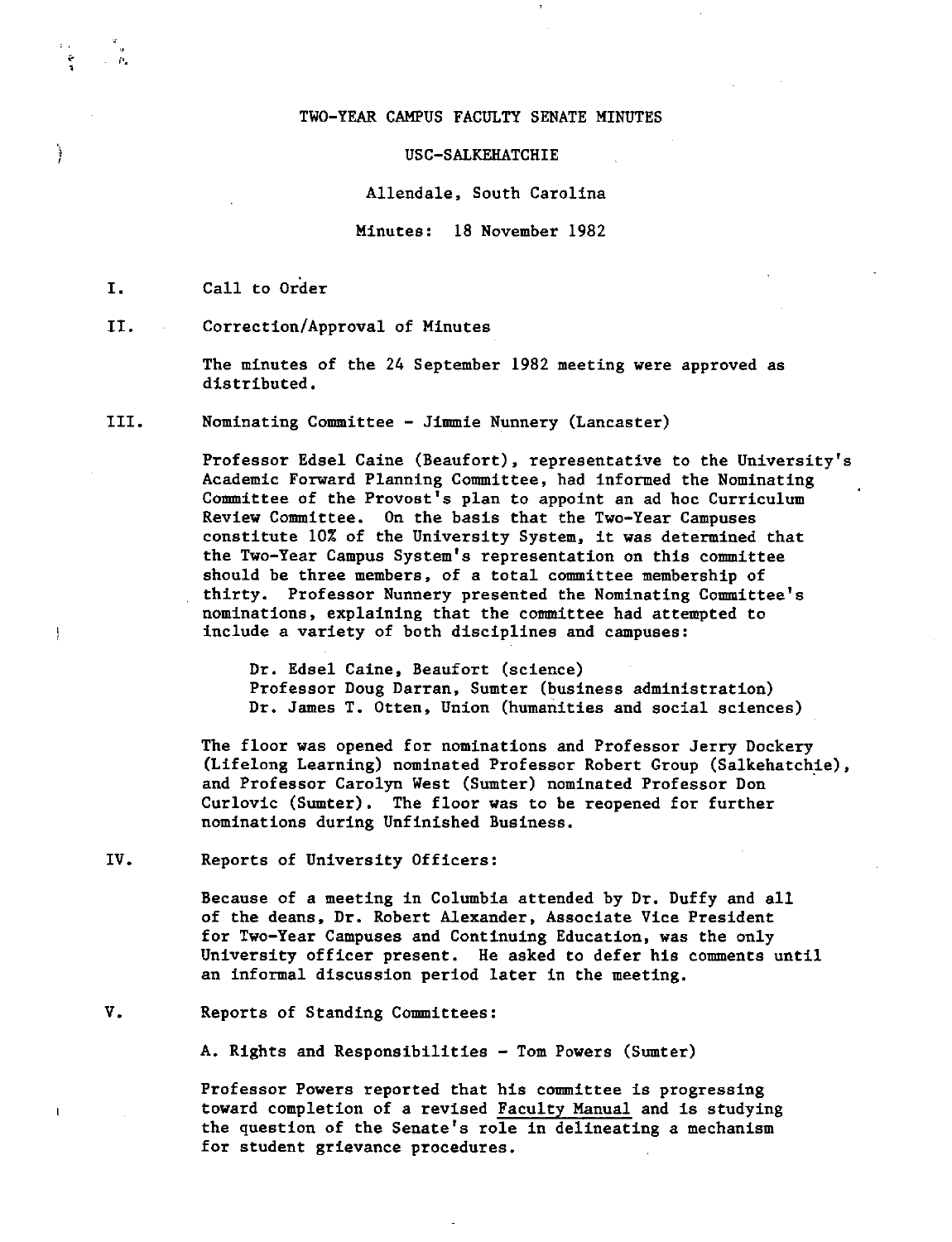# TWO-YEAR CAMPUS FACULTY SENATE MINUTES

## USC-SALKEHATCHIE

Allendale, South Carolina

Minutes: 18 November 1982

I. Call to Order

II. Correction/Approval of Minutes

The minutes of the 24 September 1982 meeting were approved as distributed.

III. Nominating Committee - Jimmie Nunnery (Lancaster)

Professor Edsel Caine (Beaufort), representative to the University's Academic Forward Planning Committee, had informed the Nominating Committee of the Provost's plan to appoint an ad hoc Curriculum Review Committee. On the basis that the Two-Year Campuses constitute 10% of the University System, it was determined that the Two-Year Campus System's representation on this committee should be three members, of a total committee membership of thirty. Professor Nunnery presented the Nominating Committee's nominations, explaining that the committee had attempted to include a variety of both disciplines and campuses:

Dr. Edsel Caine, Beaufort (science)
Professor Doug Darran, Sumter (business administration)
Dr. James T. Otten, Union (humanities and social sciences)

The floor was opened for nominations and Professor Jerry Dockery (Lifelong Learning) nominated Professor Robert Group (Salkehatchie), and Professor Carolyn West (Sumter) nominated Professor Don Curlovic (Sumter). The floor was to be reopened for further nominations during Unfinished Business.

IV. Reports of University Officers:

Because of a meeting in Columbia attended by Dr. Duffy and all of the deans, Dr. Robert Alexander, Associate Vice President for Two-Year Campuses and Continuing Education, was the only University officer present. He asked to defer his comments until an informal discussion period later in the meeting.

V. Reports of Standing Committees:

A. Rights and Responsibilities - Tom Powers (Sumter)

Professor Powers reported that his committee is progressing toward completion of a revised Faculty Manual and is studying the question of the Senate's role in delineating a mechanism for student grievance procedures.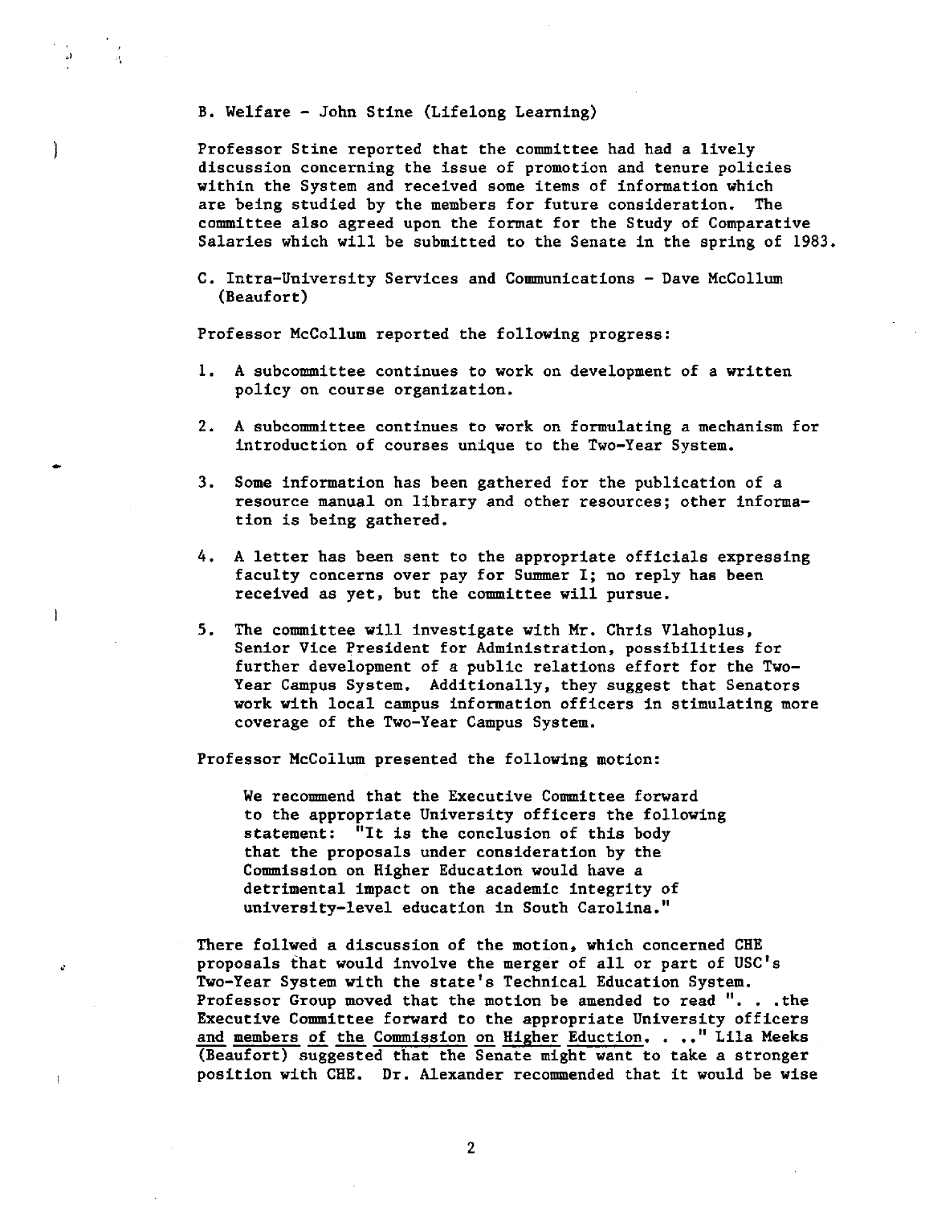B. Welfare - John Stine (Lifelong Learning)

Professor Stine reported that the committee had had a lively discussion concerning the issue of promotion and tenure policies within the System and received some items of information which are being studied by the members for future consideration. The committee also agreed upon the format for the Study of Comparative Salaries which will be submitted to the Senate in the spring of 1983.

C. Intra-University Services and Communications - Dave McCollum (Beaufort)

Professor McCollum reported the following progress:

1. A subcommittee continues to work on development of a written policy on course organization.
2. A subcommittee continues to work on formulating a mechanism for introduction of courses unique to the Two-Year System.
3. Some information has been gathered for the publication of a resource manual on library and other resources; other information is being gathered.
4. A letter has been sent to the appropriate officials expressing faculty concerns over pay for Summer I; no reply has been received as yet, but the committee will pursue.
5. The committee will investigate with Mr. Chris Vlahoplus, Senior Vice President for Administration, possibilities for further development of a public relations effort for the Two-Year Campus System. Additionally, they suggest that Senators work with local campus information officers in stimulating more coverage of the Two-Year Campus System.

Professor McCollum presented the following motion:

> We recommend that the Executive Committee forward to the appropriate University officers the following statement: "It is the conclusion of this body that the proposals under consideration by the Commission on Higher Education would have a detrimental impact on the academic integrity of university-level education in South Carolina."

There follwed a discussion of the motion, which concerned CHE proposals that would involve the merger of all or part of USC's Two-Year System with the state's Technical Education System. Professor Group moved that the motion be amended to read ". . .the Executive Committee forward to the appropriate University officers <u>and members of the Commission on Higher Eduction</u>. . .." Lila Meeks (Beaufort) suggested that the Senate might want to take a stronger position with CHE. Dr. Alexander recommended that it would be wise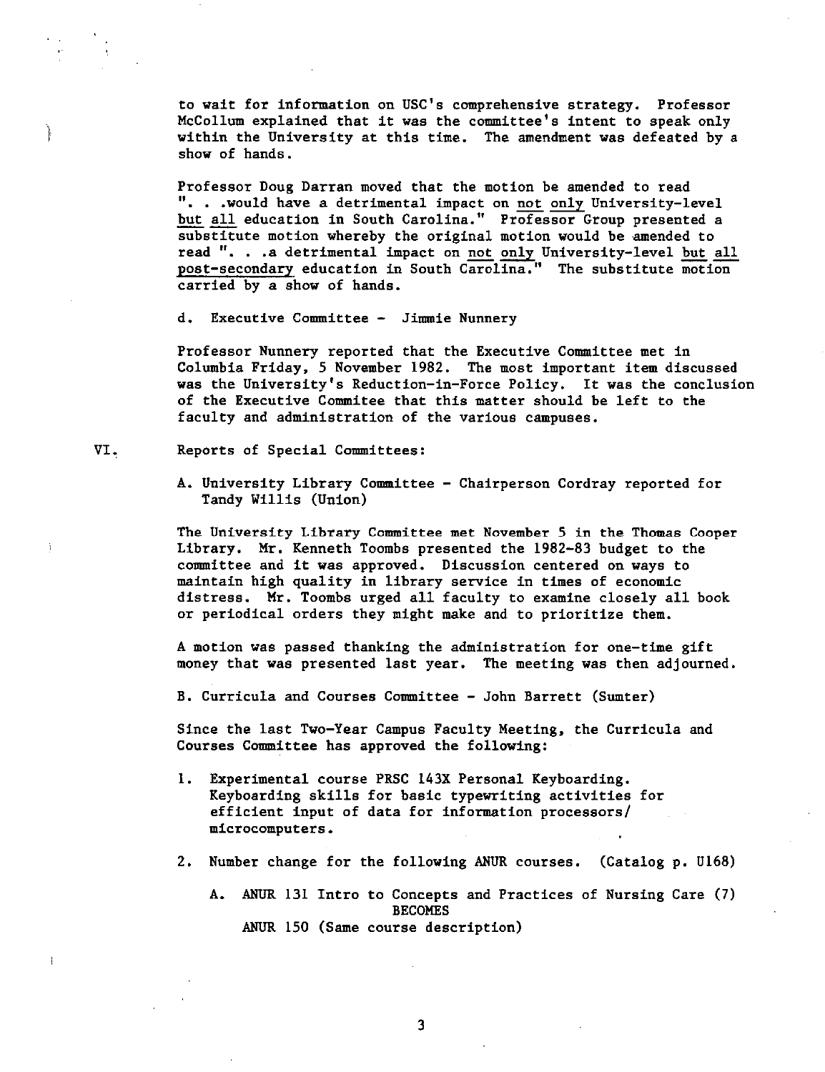to wait for information on USC's comprehensive strategy. Professor McCollum explained that it was the committee's intent to speak only within the University at this time. The amendment was defeated by a show of hands.

Professor Doug Darran moved that the motion be amended to read ". . .would have a detrimental impact on not only University-level but all education in South Carolina." Professor Group presented a substitute motion whereby the original motion would be amended to read ". . .a detrimental impact on not only University-level but all post-secondary education in South Carolina." The substitute motion carried by a show of hands.

d. Executive Committee - Jimmie Nunnery

Professor Nunnery reported that the Executive Committee met in Columbia Friday, 5 November 1982. The most important item discussed was the University's Reduction-in-Force Policy. It was the conclusion of the Executive Commitee that this matter should be left to the faculty and administration of the various campuses.

VI. Reports of Special Committees:

A. University Library Committee - Chairperson Cordray reported for Tandy Willis (Union)

The University Library Committee met November 5 in the Thomas Cooper Library. Mr. Kenneth Toombs presented the 1982-83 budget to the committee and it was approved. Discussion centered on ways to maintain high quality in library service in times of economic distress. Mr. Toombs urged all faculty to examine closely all book or periodical orders they might make and to prioritize them.

A motion was passed thanking the administration for one-time gift money that was presented last year. The meeting was then adjourned.

B. Curricula and Courses Committee - John Barrett (Sumter)

Since the last Two-Year Campus Faculty Meeting, the Curricula and Courses Committee has approved the following:

1. Experimental course PRSC 143X Personal Keyboarding. Keyboarding skills for basic typewriting activities for efficient input of data for information processors/ microcomputers.

2. Number change for the following ANUR courses. (Catalog p. U168)

   A. ANUR 131 Intro to Concepts and Practices of Nursing Care (7)
      BECOMES
      ANUR 150 (Same course description)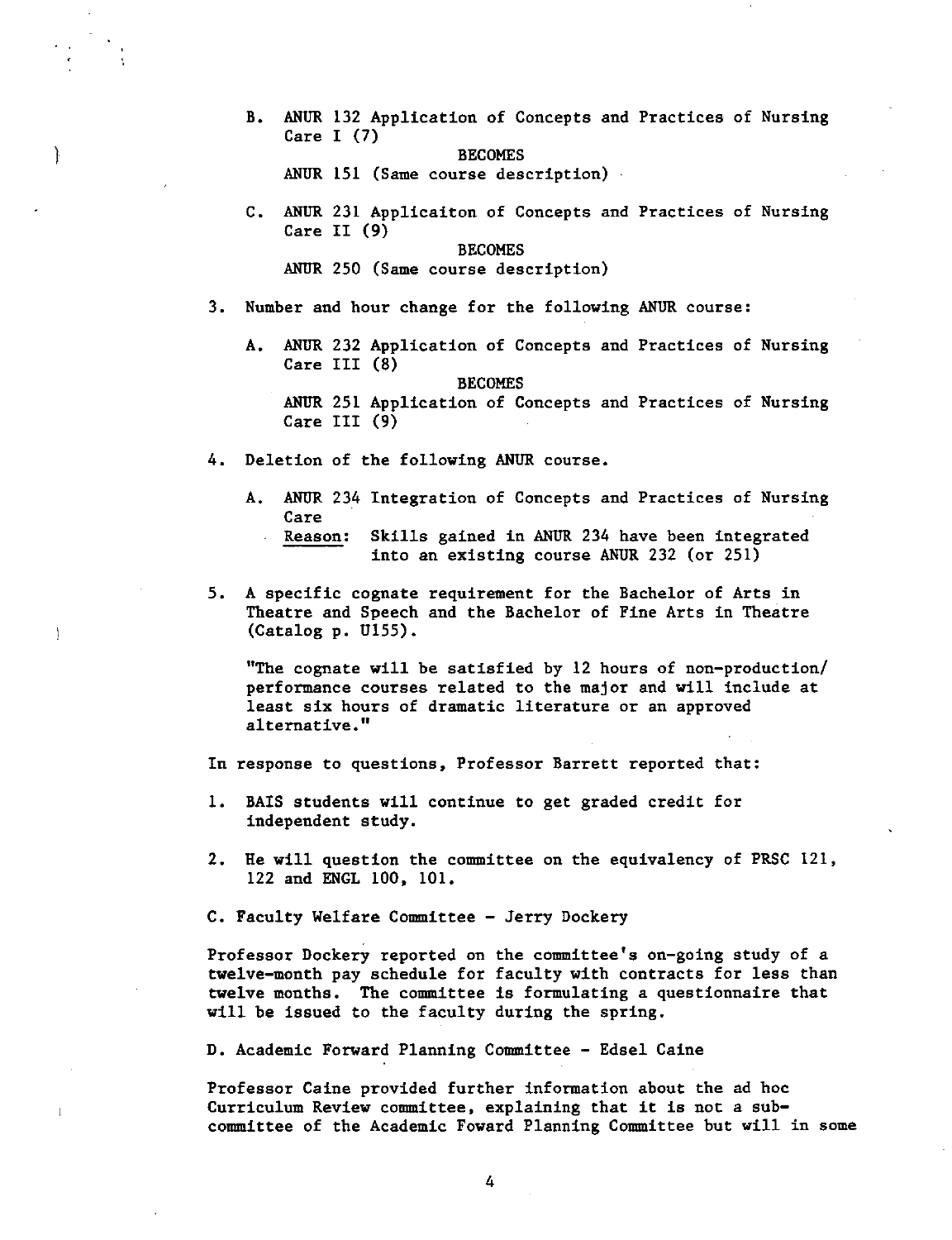B. ANUR 132 Application of Concepts and Practices of Nursing Care I (7)

BECOMES

ANUR 151 (Same course description)

C. ANUR 231 Applicaiton of Concepts and Practices of Nursing Care II (9)

BECOMES

ANUR 250 (Same course description)

3. Number and hour change for the following ANUR course:

   A. ANUR 232 Application of Concepts and Practices of Nursing Care III (8)

   BECOMES

   ANUR 251 Application of Concepts and Practices of Nursing Care III (9)

4. Deletion of the following ANUR course.

   A. ANUR 234 Integration of Concepts and Practices of Nursing Care

      Reason: Skills gained in ANUR 234 have been integrated into an existing course ANUR 232 (or 251)

5. A specific cognate requirement for the Bachelor of Arts in Theatre and Speech and the Bachelor of Fine Arts in Theatre (Catalog p. U155).

   "The cognate will be satisfied by 12 hours of non-production/performance courses related to the major and will include at least six hours of dramatic literature or an approved alternative."

In response to questions, Professor Barrett reported that:

1. BAIS students will continue to get graded credit for independent study.

2. He will question the committee on the equivalency of PRSC 121, 122 and ENGL 100, 101.

C. Faculty Welfare Committee - Jerry Dockery

Professor Dockery reported on the committee's on-going study of a twelve-month pay schedule for faculty with contracts for less than twelve months. The committee is formulating a questionnaire that will be issued to the faculty during the spring.

D. Academic Forward Planning Committee - Edsel Caine

Professor Caine provided further information about the ad hoc Curriculum Review committee, explaining that it is not a sub-committee of the Academic Foward Planning Committee but will in some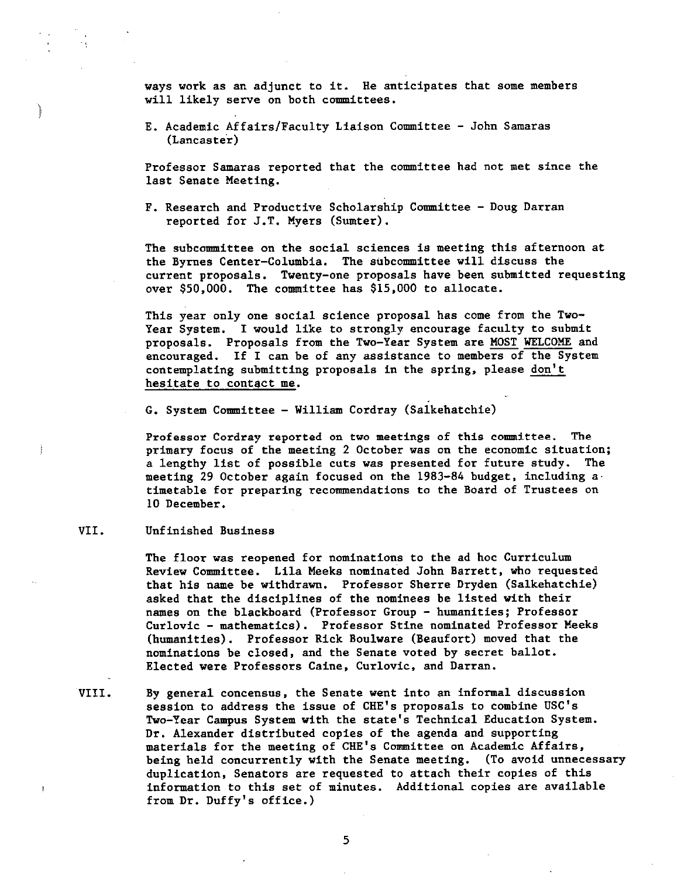ways work as an adjunct to it. He anticipates that some members will likely serve on both committees.

E. Academic Affairs/Faculty Liaison Committee - John Samaras (Lancaster)

Professor Samaras reported that the committee had not met since the last Senate Meeting.

F. Research and Productive Scholarship Committee - Doug Darran reported for J.T. Myers (Sumter).

The subcommittee on the social sciences is meeting this afternoon at the Byrnes Center-Columbia. The subcommittee will discuss the current proposals. Twenty-one proposals have been submitted requesting over $50,000. The committee has $15,000 to allocate.

This year only one social science proposal has come from the Two-Year System. I would like to strongly encourage faculty to submit proposals. Proposals from the Two-Year System are MOST WELCOME and encouraged. If I can be of any assistance to members of the System contemplating submitting proposals in the spring, please don't hesitate to contact me.

G. System Committee - William Cordray (Salkehatchie)

Professor Cordray reported on two meetings of this committee. The primary focus of the meeting 2 October was on the economic situation; a lengthy list of possible cuts was presented for future study. The meeting 29 October again focused on the 1983-84 budget, including a timetable for preparing recommendations to the Board of Trustees on 10 December.

VII. Unfinished Business

The floor was reopened for nominations to the ad hoc Curriculum Review Committee. Lila Meeks nominated John Barrett, who requested that his name be withdrawn. Professor Sherre Dryden (Salkehatchie) asked that the disciplines of the nominees be listed with their names on the blackboard (Professor Group - humanities; Professor Curlovic - mathematics). Professor Stine nominated Professor Meeks (humanities). Professor Rick Boulware (Beaufort) moved that the nominations be closed, and the Senate voted by secret ballot. Elected were Professors Caine, Curlovic, and Darran.

VIII. By general concensus, the Senate went into an informal discussion session to address the issue of CHE's proposals to combine USC's Two-Year Campus System with the state's Technical Education System. Dr. Alexander distributed copies of the agenda and supporting materials for the meeting of CHE's Committee on Academic Affairs, being held concurrently with the Senate meeting. (To avoid unnecessary duplication, Senators are requested to attach their copies of this information to this set of minutes. Additional copies are available from Dr. Duffy's office.)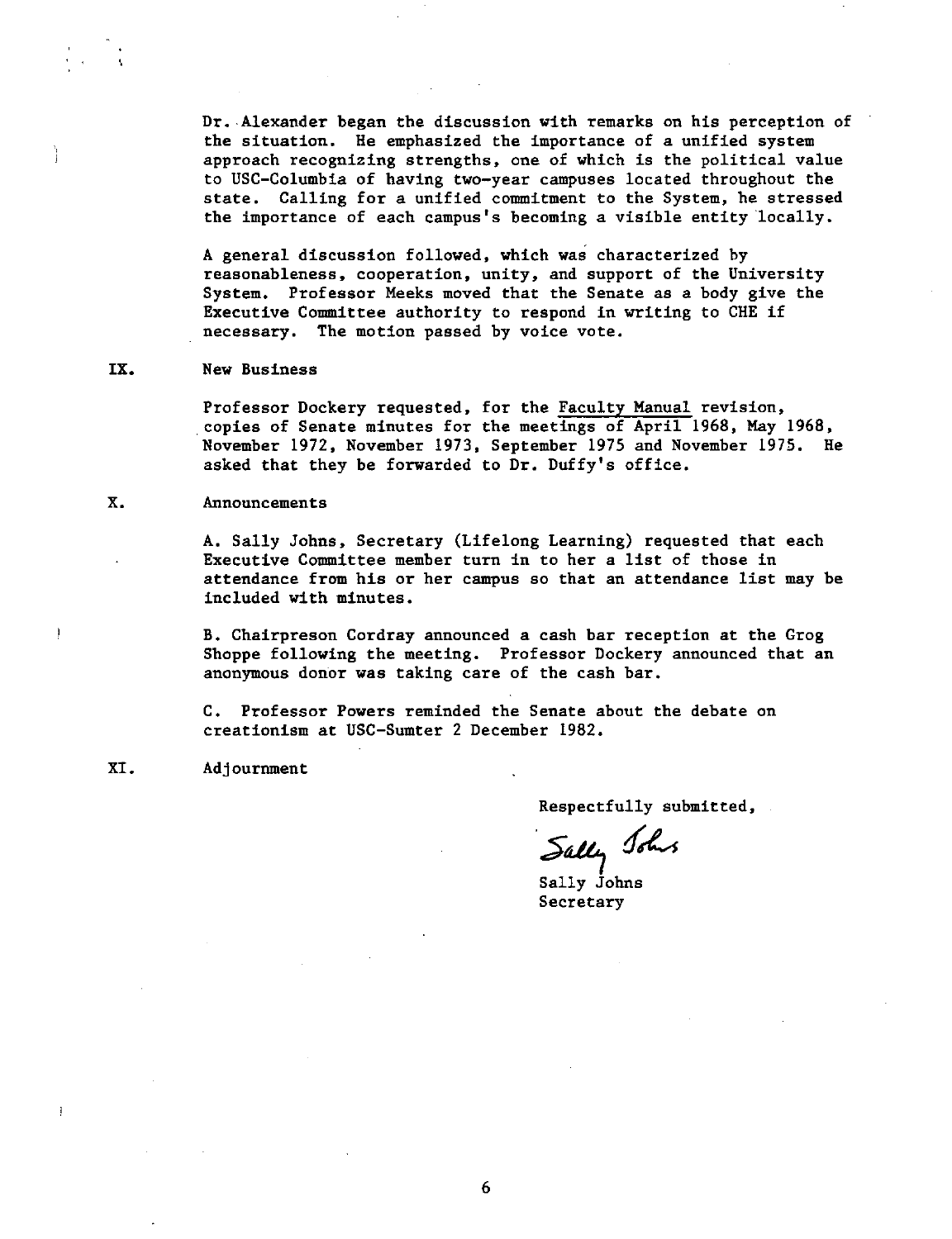Dr. Alexander began the discussion with remarks on his perception of the situation. He emphasized the importance of a unified system approach recognizing strengths, one of which is the political value to USC-Columbia of having two-year campuses located throughout the state. Calling for a unified commitment to the System, he stressed the importance of each campus's becoming a visible entity locally.

A general discussion followed, which was characterized by reasonableness, cooperation, unity, and support of the University System. Professor Meeks moved that the Senate as a body give the Executive Committee authority to respond in writing to CHE if necessary. The motion passed by voice vote.

## IX. New Business

Professor Dockery requested, for the Faculty Manual revision, copies of Senate minutes for the meetings of April 1968, May 1968, November 1972, November 1973, September 1975 and November 1975. He asked that they be forwarded to Dr. Duffy's office.

## X. Announcements

A. Sally Johns, Secretary (Lifelong Learning) requested that each Executive Committee member turn in to her a list of those in attendance from his or her campus so that an attendance list may be included with minutes.

B. Chairpreson Cordray announced a cash bar reception at the Grog Shoppe following the meeting. Professor Dockery announced that an anonymous donor was taking care of the cash bar.

C. Professor Powers reminded the Senate about the debate on creationism at USC-Sumter 2 December 1982.

## XI. Adjournment

Respectfully submitted,

Sally Johns

Sally Johns
Secretary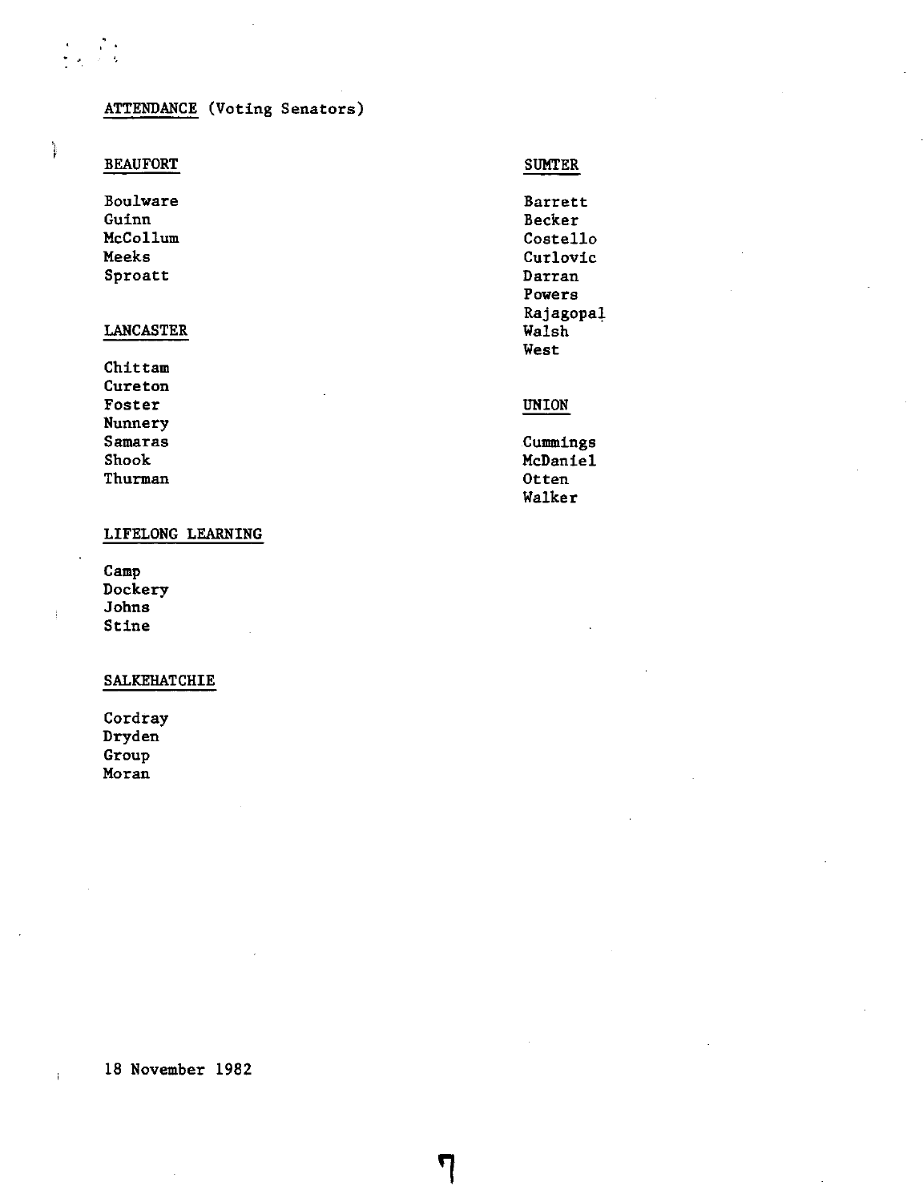ATTENDANCE (Voting Senators)

BEAUFORT

Boulware
Guinn
McCollum
Meeks
Sproatt

LANCASTER

Chittam
Cureton
Foster
Nunnery
Samaras
Shook
Thurman

LIFELONG LEARNING

Camp
Dockery
Johns
Stine

SALKEHATCHIE

Cordray
Dryden
Group
Moran

SUMTER

Barrett
Becker
Costello
Curlovic
Darran
Powers
Rajagopal
Walsh
West

UNION

Cummings
McDaniel
Otten
Walker

18 November 1982